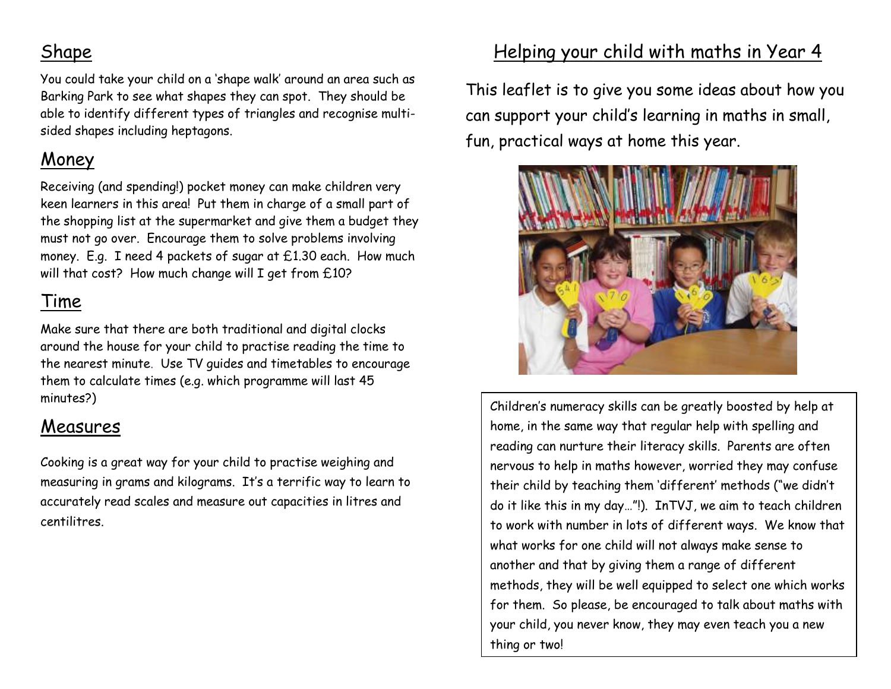## Shape

You could take your child on a 'shape walk' around an area such as Barking Park to see what shapes they can spot. They should be able to identify different types of triangles and recognise multi-sided shapes including heptagons.

## Money

Receiving (and spending!) pocket money can make children very keen learners in this area! Put them in charge of a small part of the shopping list at the supermarket and give them a budget they must not go over. Encourage them to solve problems involving money. E.g. I need 4 packets of sugar at £1.30 each. How much will that cost? How much change will I get from £10?

## Time

Make sure that there are both traditional and digital clocks around the house for your child to practise reading the time to the nearest minute. Use TV guides and timetables to encourage them to calculate times (e.g. which programme will last 45 minutes?)

## Measures

Cooking is a great way for your child to practise weighing and measuring in grams and kilograms. It's a terrific way to learn to accurately read scales and measure out capacities in litres and centilitres.

# Helping your child with maths in Year 4

This leaflet is to give you some ideas about how you can support your child's learning in maths in small, fun, practical ways at home this year.

Children's numeracy skills can be greatly boosted by help at home, in the same way that regular help with spelling and reading can nurture their literacy skills. Parents are often nervous to help in maths however, worried they may confuse their child by teaching them 'different' methods ("we didn't do it like this in my day…"!). InTVJ, we aim to teach children to work with number in lots of different ways. We know that what works for one child will not always make sense to another and that by giving them a range of different methods, they will be well equipped to select one which works for them. So please, be encouraged to talk about maths with your child, you never know, they may even teach you a new thing or two!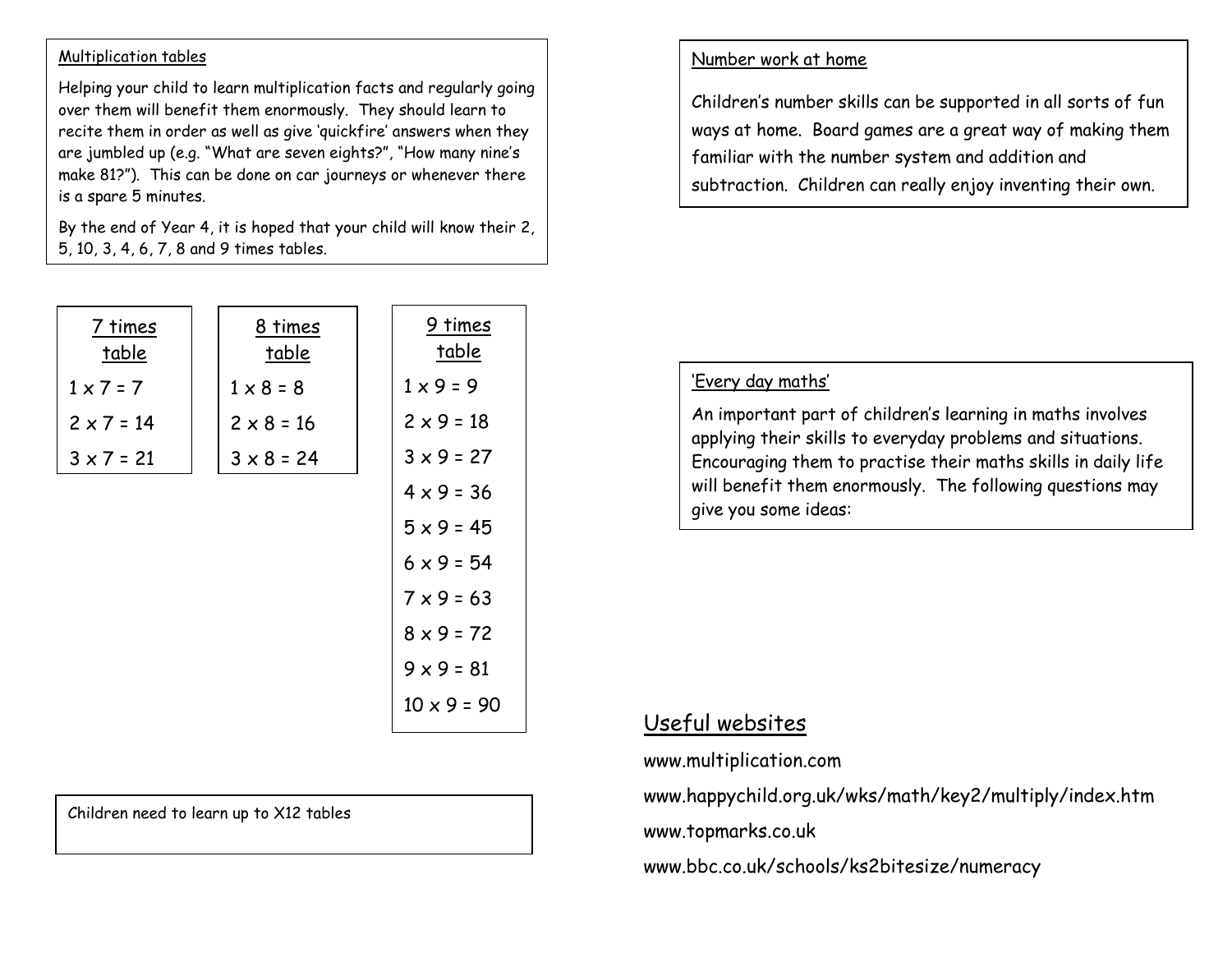## Multiplication tables

Helping your child to learn multiplication facts and regularly going over them will benefit them enormously. They should learn to recite them in order as well as give 'quickfire' answers when they are jumbled up (e.g. "What are seven eights?", "How many nine's make 81?"). This can be done on car journeys or whenever there is a spare 5 minutes.

By the end of Year 4, it is hoped that your child will know their 2, 5, 10, 3, 4, 6, 7, 8 and 9 times tables.

### 7 times table

1 x 7 = 7

2 x 7 = 14

3 x 7 = 21

### 8 times table

1 x 8 = 8

2 x 8 = 16

3 x 8 = 24

### 9 times table

1 x 9 = 9

2 x 9 = 18

3 x 9 = 27

4 x 9 = 36

5 x 9 = 45

6 x 9 = 54

7 x 9 = 63

8 x 9 = 72

9 x 9 = 81

10 x 9 = 90

Children need to learn up to X12 tables

## Number work at home

Children's number skills can be supported in all sorts of fun ways at home. Board games are a great way of making them familiar with the number system and addition and subtraction. Children can really enjoy inventing their own.

## 'Every day maths'

An important part of children's learning in maths involves applying their skills to everyday problems and situations. Encouraging them to practise their maths skills in daily life will benefit them enormously. The following questions may give you some ideas:

## Useful websites

www.multiplication.com

www.happychild.org.uk/wks/math/key2/multiply/index.htm

www.topmarks.co.uk

www.bbc.co.uk/schools/ks2bitesize/numeracy